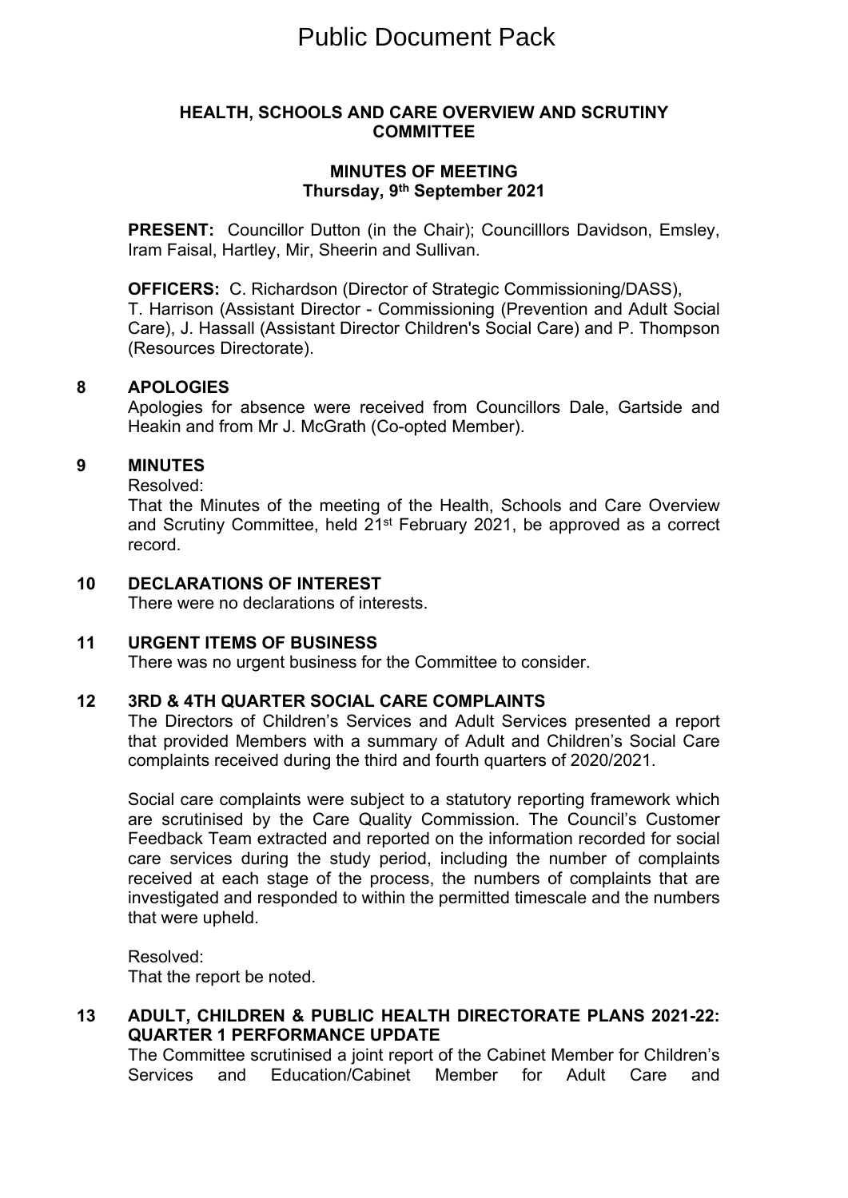# Public Document Pack

## HEALTH, SCHOOLS AND CARE OVERVIEW AND SCRUTINY COMMITTEE

### MINUTES OF MEETING
### Thursday, 9th September 2021

**PRESENT:** Councillor Dutton (in the Chair); Councilllors Davidson, Emsley, Iram Faisal, Hartley, Mir, Sheerin and Sullivan.

**OFFICERS:** C. Richardson (Director of Strategic Commissioning/DASS), T. Harrison (Assistant Director - Commissioning (Prevention and Adult Social Care), J. Hassall (Assistant Director Children's Social Care) and P. Thompson (Resources Directorate).

**8 APOLOGIES**

Apologies for absence were received from Councillors Dale, Gartside and Heakin and from Mr J. McGrath (Co-opted Member).

**9 MINUTES**

Resolved:

That the Minutes of the meeting of the Health, Schools and Care Overview and Scrutiny Committee, held 21st February 2021, be approved as a correct record.

**10 DECLARATIONS OF INTEREST**

There were no declarations of interests.

**11 URGENT ITEMS OF BUSINESS**

There was no urgent business for the Committee to consider.

**12 3RD & 4TH QUARTER SOCIAL CARE COMPLAINTS**

The Directors of Children's Services and Adult Services presented a report that provided Members with a summary of Adult and Children's Social Care complaints received during the third and fourth quarters of 2020/2021.

Social care complaints were subject to a statutory reporting framework which are scrutinised by the Care Quality Commission. The Council's Customer Feedback Team extracted and reported on the information recorded for social care services during the study period, including the number of complaints received at each stage of the process, the numbers of complaints that are investigated and responded to within the permitted timescale and the numbers that were upheld.

Resolved:

That the report be noted.

**13 ADULT, CHILDREN & PUBLIC HEALTH DIRECTORATE PLANS 2021-22: QUARTER 1 PERFORMANCE UPDATE**

The Committee scrutinised a joint report of the Cabinet Member for Children's Services and Education/Cabinet Member for Adult Care and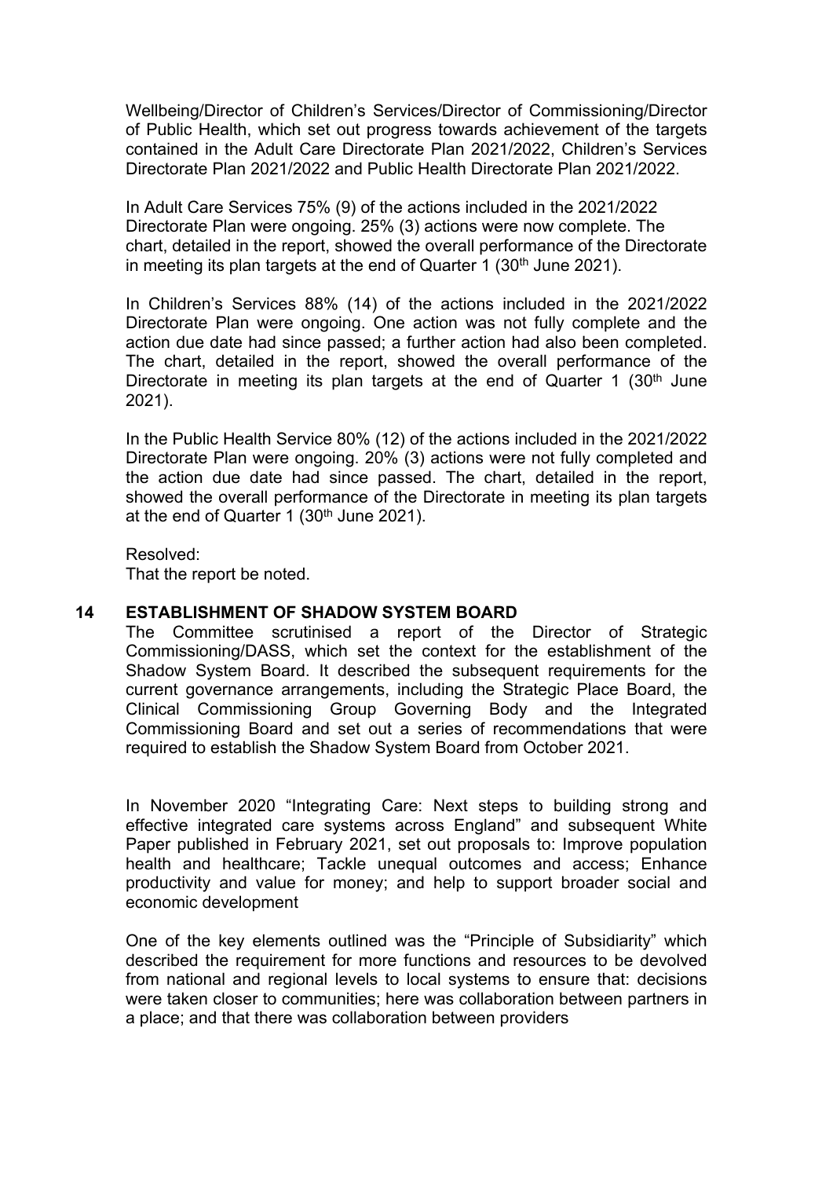Wellbeing/Director of Children's Services/Director of Commissioning/Director of Public Health, which set out progress towards achievement of the targets contained in the Adult Care Directorate Plan 2021/2022, Children's Services Directorate Plan 2021/2022 and Public Health Directorate Plan 2021/2022.

In Adult Care Services 75% (9) of the actions included in the 2021/2022 Directorate Plan were ongoing. 25% (3) actions were now complete. The chart, detailed in the report, showed the overall performance of the Directorate in meeting its plan targets at the end of Quarter 1 (30th June 2021).

In Children's Services 88% (14) of the actions included in the 2021/2022 Directorate Plan were ongoing. One action was not fully complete and the action due date had since passed; a further action had also been completed. The chart, detailed in the report, showed the overall performance of the Directorate in meeting its plan targets at the end of Quarter 1 (30th June 2021).

In the Public Health Service 80% (12) of the actions included in the 2021/2022 Directorate Plan were ongoing. 20% (3) actions were not fully completed and the action due date had since passed. The chart, detailed in the report, showed the overall performance of the Directorate in meeting its plan targets at the end of Quarter 1 (30th June 2021).

Resolved:
That the report be noted.

## 14 ESTABLISHMENT OF SHADOW SYSTEM BOARD

The Committee scrutinised a report of the Director of Strategic Commissioning/DASS, which set the context for the establishment of the Shadow System Board. It described the subsequent requirements for the current governance arrangements, including the Strategic Place Board, the Clinical Commissioning Group Governing Body and the Integrated Commissioning Board and set out a series of recommendations that were required to establish the Shadow System Board from October 2021.

In November 2020 "Integrating Care: Next steps to building strong and effective integrated care systems across England" and subsequent White Paper published in February 2021, set out proposals to: Improve population health and healthcare; Tackle unequal outcomes and access; Enhance productivity and value for money; and help to support broader social and economic development

One of the key elements outlined was the "Principle of Subsidiarity" which described the requirement for more functions and resources to be devolved from national and regional levels to local systems to ensure that: decisions were taken closer to communities; here was collaboration between partners in a place; and that there was collaboration between providers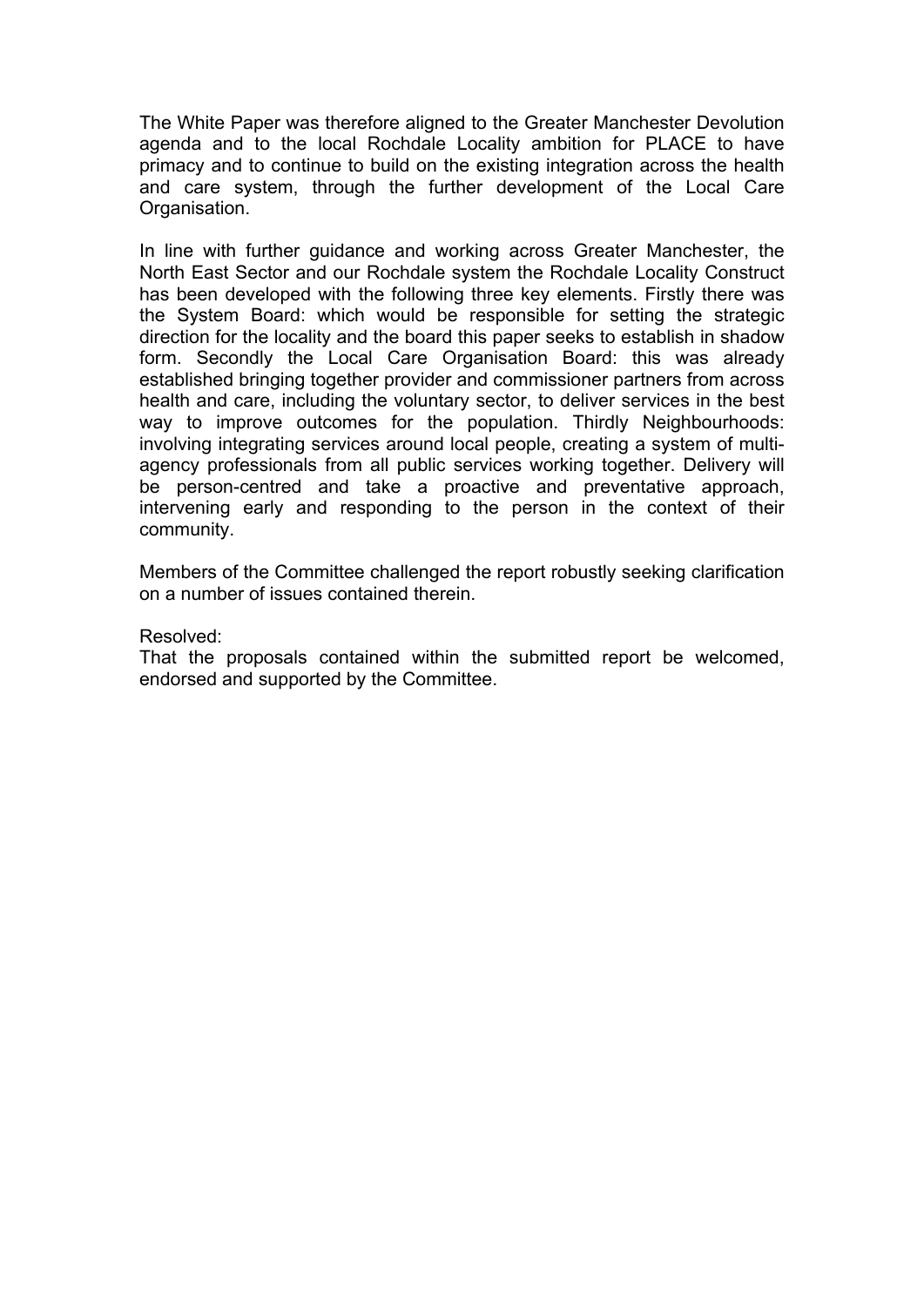The White Paper was therefore aligned to the Greater Manchester Devolution agenda and to the local Rochdale Locality ambition for PLACE to have primacy and to continue to build on the existing integration across the health and care system, through the further development of the Local Care Organisation.

In line with further guidance and working across Greater Manchester, the North East Sector and our Rochdale system the Rochdale Locality Construct has been developed with the following three key elements. Firstly there was the System Board: which would be responsible for setting the strategic direction for the locality and the board this paper seeks to establish in shadow form. Secondly the Local Care Organisation Board: this was already established bringing together provider and commissioner partners from across health and care, including the voluntary sector, to deliver services in the best way to improve outcomes for the population. Thirdly Neighbourhoods: involving integrating services around local people, creating a system of multi-agency professionals from all public services working together. Delivery will be person-centred and take a proactive and preventative approach, intervening early and responding to the person in the context of their community.

Members of the Committee challenged the report robustly seeking clarification on a number of issues contained therein.

Resolved:
That the proposals contained within the submitted report be welcomed, endorsed and supported by the Committee.